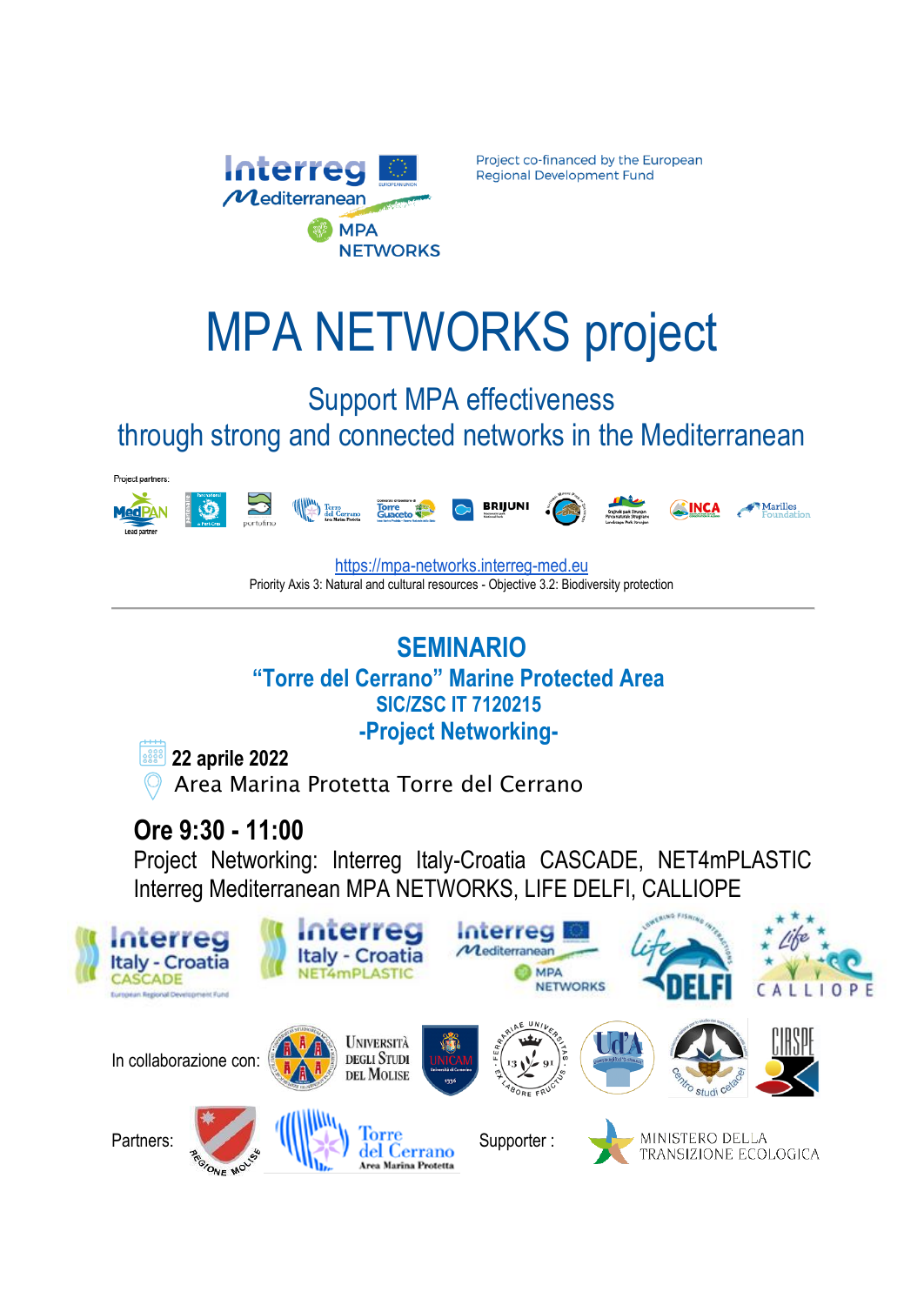Project co-financed by the European Regional Development Fund

# MPA NETWORKS project

## Support MPA effectiveness through strong and connected networks in the Mediterranean

Project partners:

https://mpa-networks.interreg-med.eu

Priority Axis 3: Natural and cultural resources - Objective 3.2: Biodiversity protection

---

## SEMINARIO

### "Torre del Cerrano" Marine Protected Area

### SIC/ZSC IT 7120215

### -Project Networking-

**22 aprile 2022**

Area Marina Protetta Torre del Cerrano

## Ore 9:30 - 11:00

Project Networking: Interreg Italy-Croatia CASCADE, NET4mPLASTIC Interreg Mediterranean MPA NETWORKS, LIFE DELFI, CALLIOPE

In collaborazione con:

Partners:

Supporter :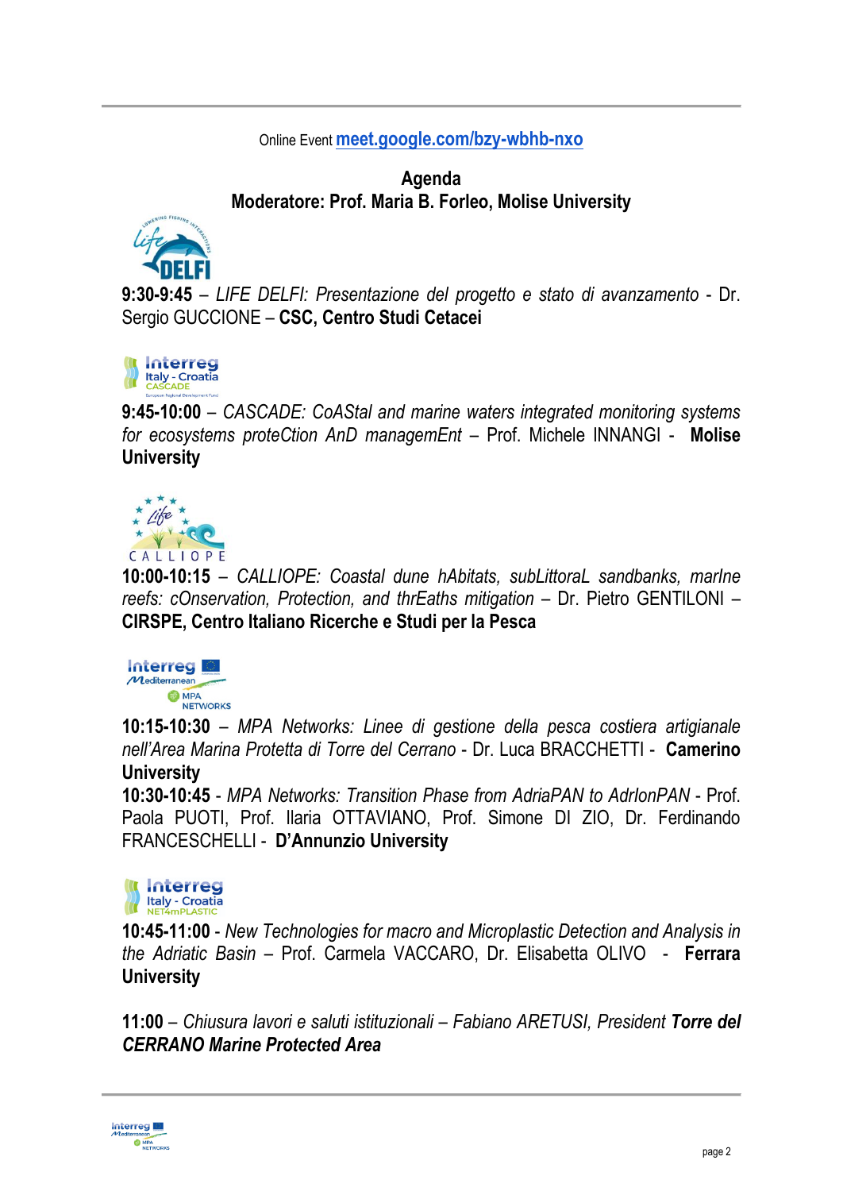Online Event [meet.google.com/bzy-wbhb-nxo](https://meet.google.com/bzy-wbhb-nxo)

## Agenda

**Moderatore: Prof. Maria B. Forleo, Molise University**

**9:30-9:45** – *LIFE DELFI: Presentazione del progetto e stato di avanzamento* - Dr. Sergio GUCCIONE – **CSC, Centro Studi Cetacei**

**9:45-10:00** – *CASCADE: CoAStal and marine waters integrated monitoring systems for ecosystems proteCtion AnD managemEnt* – Prof. Michele INNANGI - **Molise University**

**10:00-10:15** – *CALLIOPE: Coastal dune hAbitats, subLittoraL sandbanks, marIne reefs: cOnservation, Protection, and thrEaths mitigation* – Dr. Pietro GENTILONI – **CIRSPE, Centro Italiano Ricerche e Studi per la Pesca**

**10:15-10:30** – *MPA Networks: Linee di gestione della pesca costiera artigianale nell'Area Marina Protetta di Torre del Cerrano* - Dr. Luca BRACCHETTI - **Camerino University**

**10:30-10:45** - *MPA Networks: Transition Phase from AdriaPAN to AdrIonPAN* - Prof. Paola PUOTI, Prof. Ilaria OTTAVIANO, Prof. Simone DI ZIO, Dr. Ferdinando FRANCESCHELLI - **D'Annunzio University**

**10:45-11:00** - *New Technologies for macro and Microplastic Detection and Analysis in the Adriatic Basin* – Prof. Carmela VACCARO, Dr. Elisabetta OLIVO - **Ferrara University**

**11:00** – *Chiusura lavori e saluti istituzionali – Fabiano ARETUSI, President* ***Torre del CERRANO Marine Protected Area***